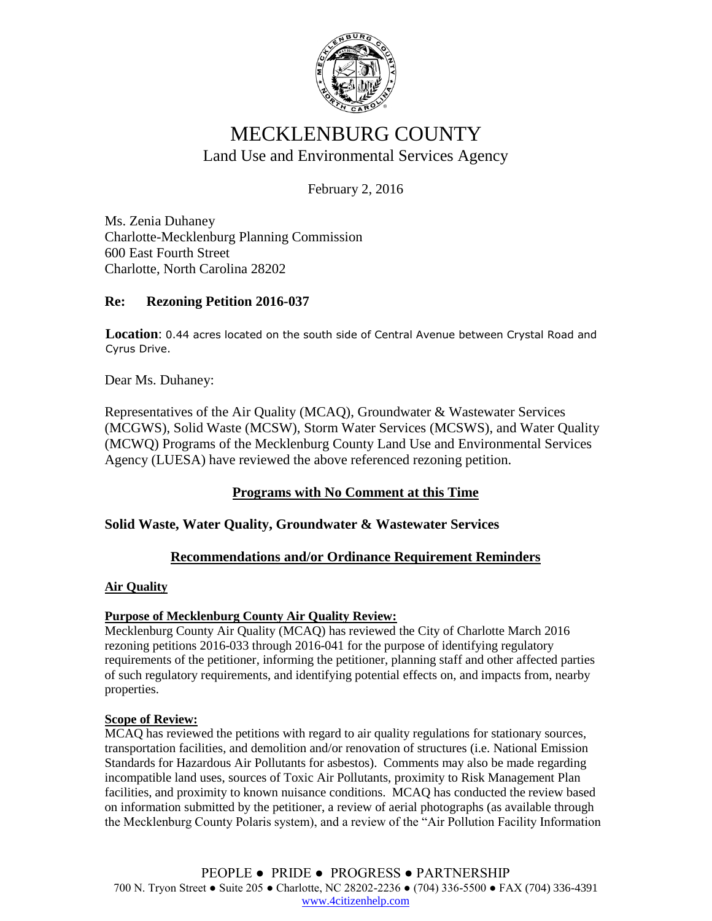# MECKLENBURG COUNTY

## Land Use and Environmental Services Agency

February 2, 2016

Ms. Zenia Duhaney
Charlotte-Mecklenburg Planning Commission
600 East Fourth Street
Charlotte, North Carolina 28202

**Re: Rezoning Petition 2016-037**

**Location**: 0.44 acres located on the south side of Central Avenue between Crystal Road and Cyrus Drive.

Dear Ms. Duhaney:

Representatives of the Air Quality (MCAQ), Groundwater & Wastewater Services (MCGWS), Solid Waste (MCSW), Storm Water Services (MCSWS), and Water Quality (MCWQ) Programs of the Mecklenburg County Land Use and Environmental Services Agency (LUESA) have reviewed the above referenced rezoning petition.

### Programs with No Comment at this Time

**Solid Waste, Water Quality, Groundwater & Wastewater Services**

### Recommendations and/or Ordinance Requirement Reminders

**Air Quality**

**Purpose of Mecklenburg County Air Quality Review:**
Mecklenburg County Air Quality (MCAQ) has reviewed the City of Charlotte March 2016 rezoning petitions 2016-033 through 2016-041 for the purpose of identifying regulatory requirements of the petitioner, informing the petitioner, planning staff and other affected parties of such regulatory requirements, and identifying potential effects on, and impacts from, nearby properties.

**Scope of Review:**
MCAQ has reviewed the petitions with regard to air quality regulations for stationary sources, transportation facilities, and demolition and/or renovation of structures (i.e. National Emission Standards for Hazardous Air Pollutants for asbestos). Comments may also be made regarding incompatible land uses, sources of Toxic Air Pollutants, proximity to Risk Management Plan facilities, and proximity to known nuisance conditions. MCAQ has conducted the review based on information submitted by the petitioner, a review of aerial photographs (as available through the Mecklenburg County Polaris system), and a review of the "Air Pollution Facility Information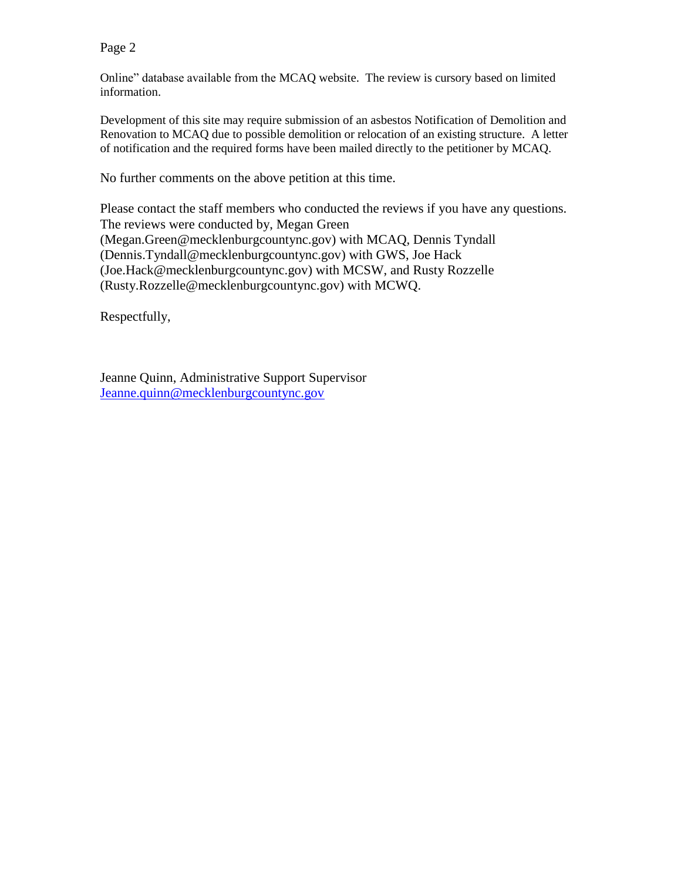Online" database available from the MCAQ website. The review is cursory based on limited information.

Development of this site may require submission of an asbestos Notification of Demolition and Renovation to MCAQ due to possible demolition or relocation of an existing structure. A letter of notification and the required forms have been mailed directly to the petitioner by MCAQ.

No further comments on the above petition at this time.

Please contact the staff members who conducted the reviews if you have any questions. The reviews were conducted by, Megan Green (Megan.Green@mecklenburgcountync.gov) with MCAQ, Dennis Tyndall (Dennis.Tyndall@mecklenburgcountync.gov) with GWS, Joe Hack (Joe.Hack@mecklenburgcountync.gov) with MCSW, and Rusty Rozzelle (Rusty.Rozzelle@mecklenburgcountync.gov) with MCWQ.

Respectfully,

Jeanne Quinn, Administrative Support Supervisor
Jeanne.quinn@mecklenburgcountync.gov